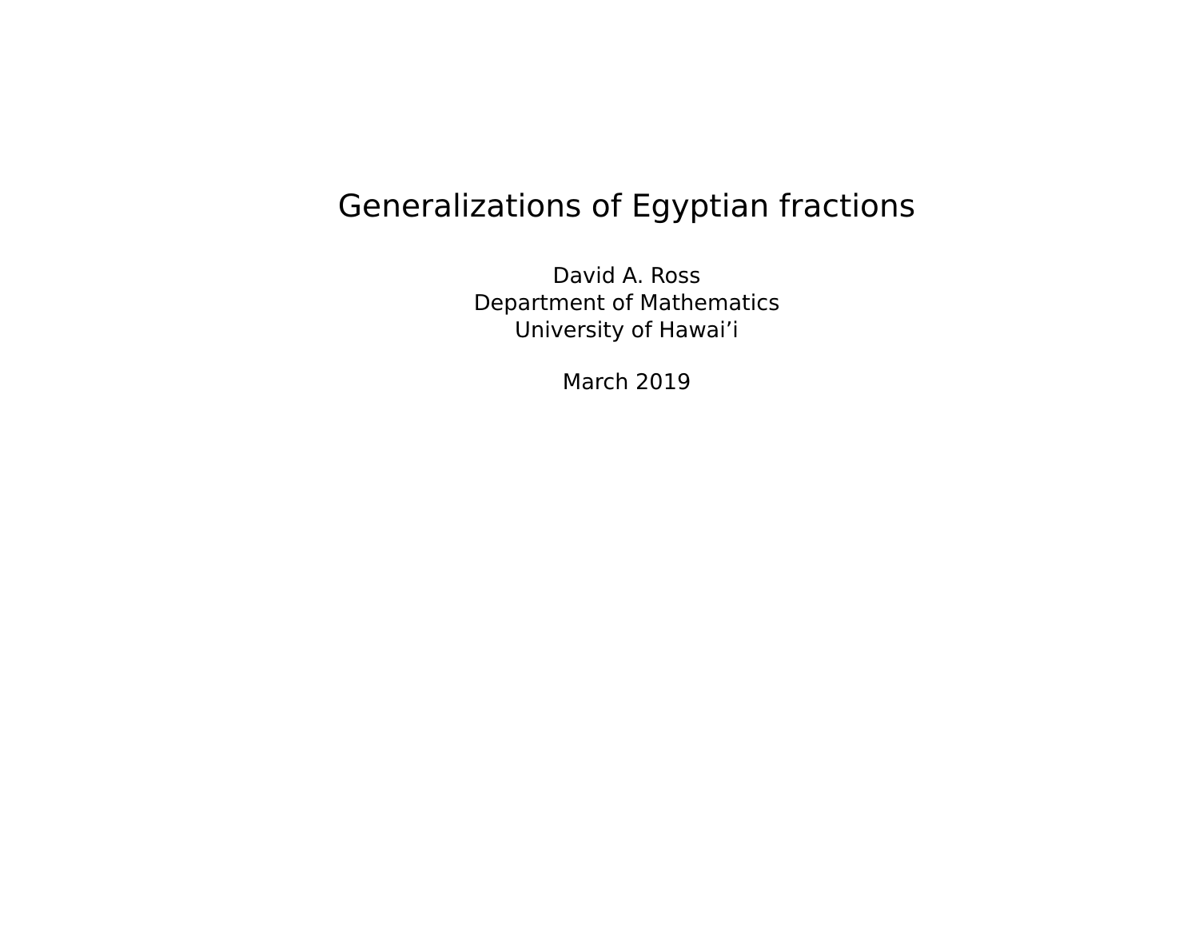# Generalizations of Egyptian fractions

David A. Ross
Department of Mathematics
University of Hawai'i

March 2019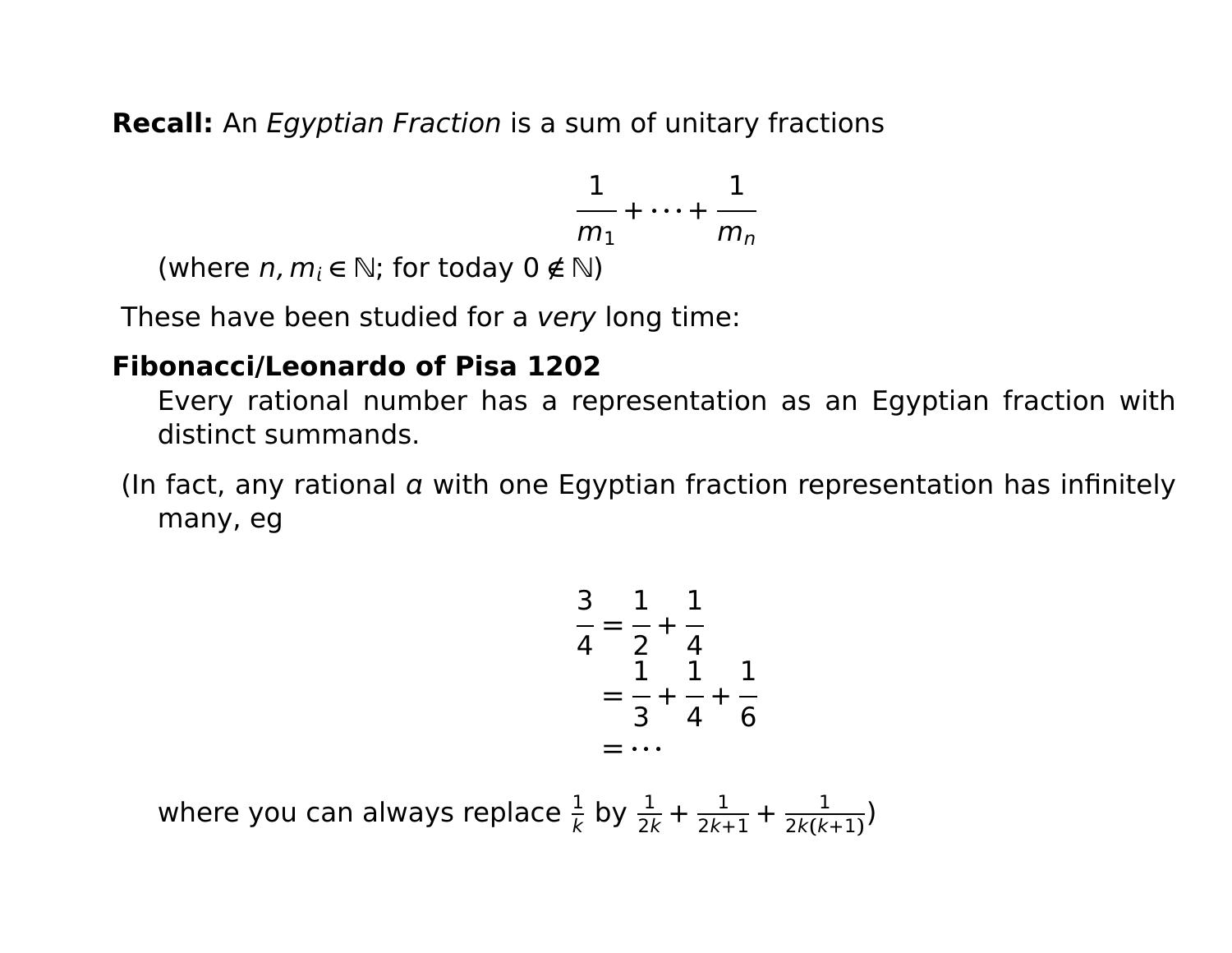**Recall:** An *Egyptian Fraction* is a sum of unitary fractions

$$\frac{1}{m_1} + \cdots + \frac{1}{m_n}$$

(where $n, m_i \in \mathbb{N}$; for today $0 \notin \mathbb{N}$)

These have been studied for a *very* long time:

**Fibonacci/Leonardo of Pisa 1202**

Every rational number has a representation as an Egyptian fraction with distinct summands.

(In fact, any rational $\alpha$ with one Egyptian fraction representation has infinitely many, eg

$$\begin{aligned}\frac{3}{4} &= \frac{1}{2} + \frac{1}{4} \\ &= \frac{1}{3} + \frac{1}{4} + \frac{1}{6} \\ &= \cdots\end{aligned}$$

where you can always replace $\frac{1}{k}$ by $\frac{1}{2k} + \frac{1}{2k+1} + \frac{1}{2k(k+1)}$)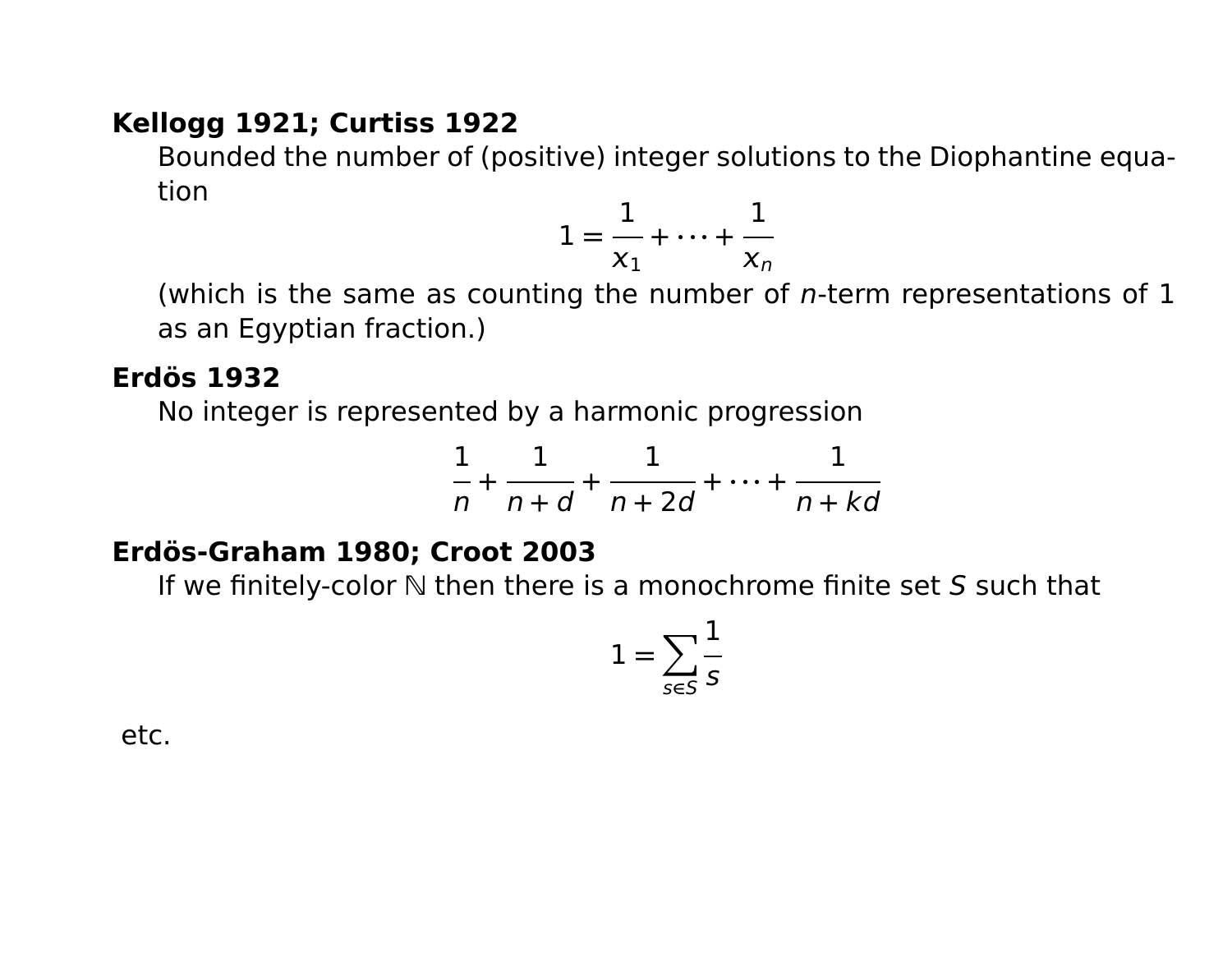**Kellogg 1921; Curtiss 1922**

Bounded the number of (positive) integer solutions to the Diophantine equation

$$1 = \frac{1}{x_1} + \cdots + \frac{1}{x_n}$$

(which is the same as counting the number of $n$-term representations of 1 as an Egyptian fraction.)

**Erdös 1932**

No integer is represented by a harmonic progression

$$\frac{1}{n} + \frac{1}{n+d} + \frac{1}{n+2d} + \cdots + \frac{1}{n+kd}$$

**Erdös-Graham 1980; Croot 2003**

If we finitely-color $\mathbb{N}$ then there is a monochrome finite set $S$ such that

$$1 = \sum_{s \in S} \frac{1}{s}$$

etc.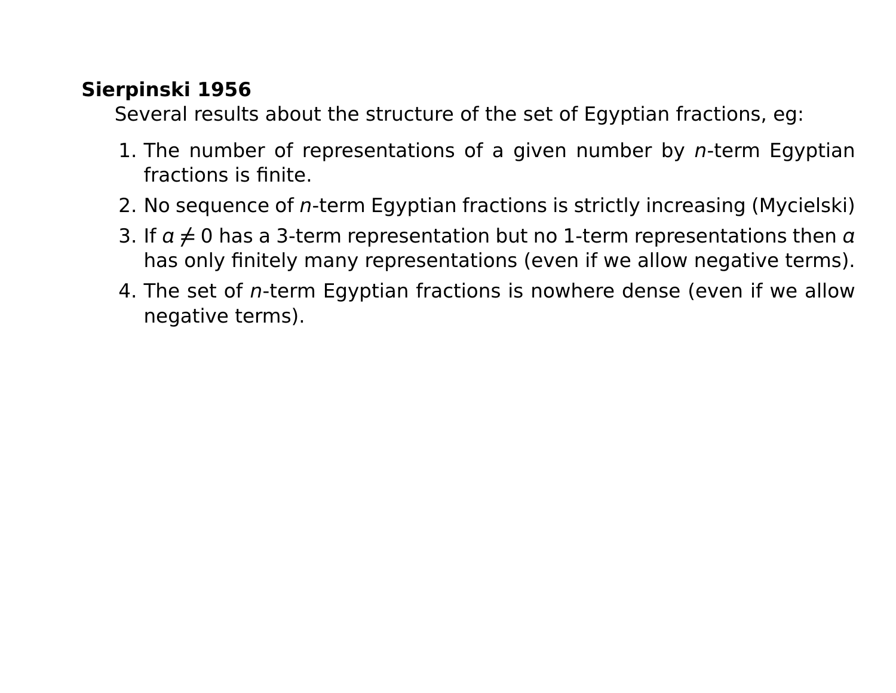**Sierpinski 1956**

Several results about the structure of the set of Egyptian fractions, eg:

1. The number of representations of a given number by $n$-term Egyptian fractions is finite.
2. No sequence of $n$-term Egyptian fractions is strictly increasing (Mycielski)
3. If $a \neq 0$ has a 3-term representation but no 1-term representations then $a$ has only finitely many representations (even if we allow negative terms).
4. The set of $n$-term Egyptian fractions is nowhere dense (even if we allow negative terms).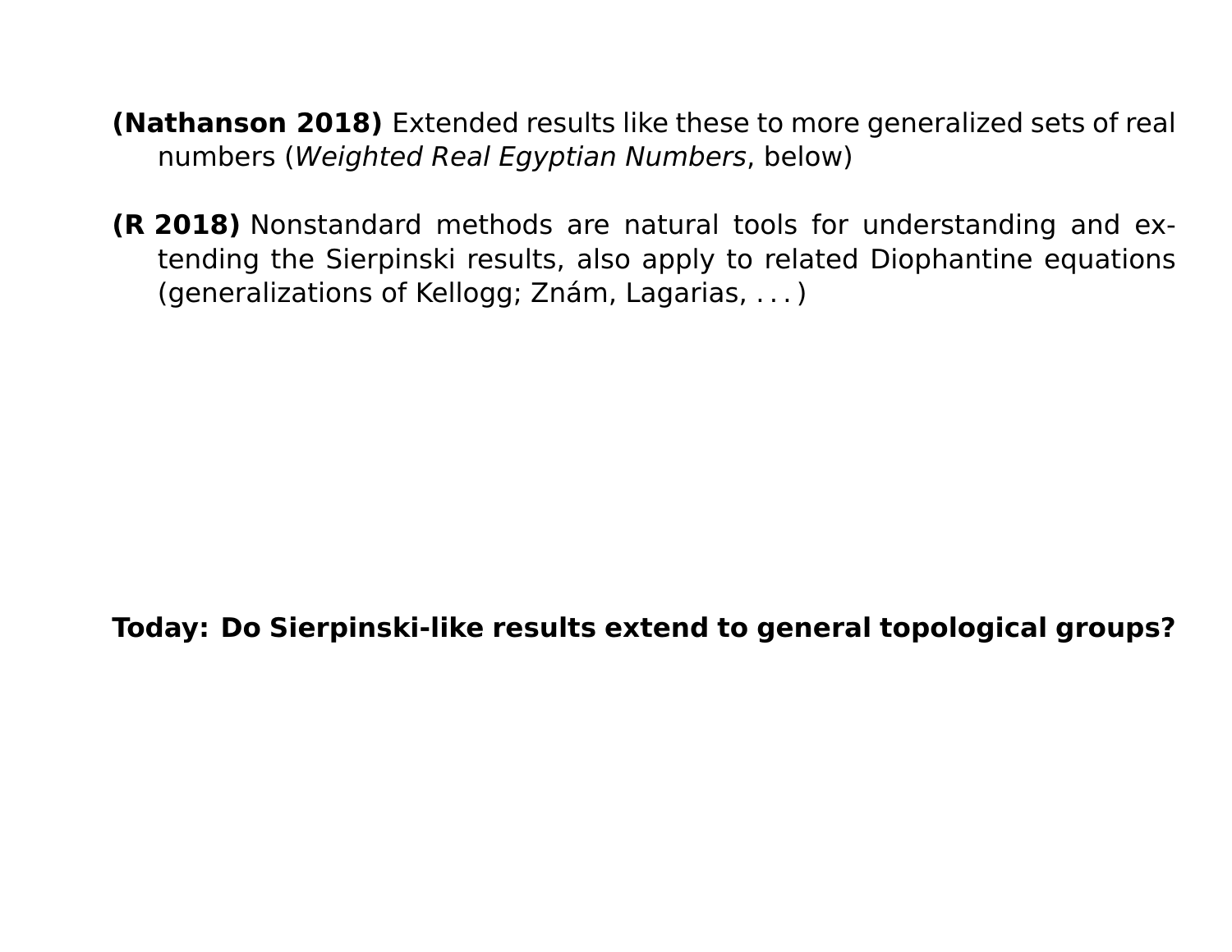**(Nathanson 2018)** Extended results like these to more generalized sets of real numbers (*Weighted Real Egyptian Numbers*, below)

**(R 2018)** Nonstandard methods are natural tools for understanding and extending the Sierpinski results, also apply to related Diophantine equations (generalizations of Kellogg; Znám, Lagarias, . . . )

**Today: Do Sierpinski-like results extend to general topological groups?**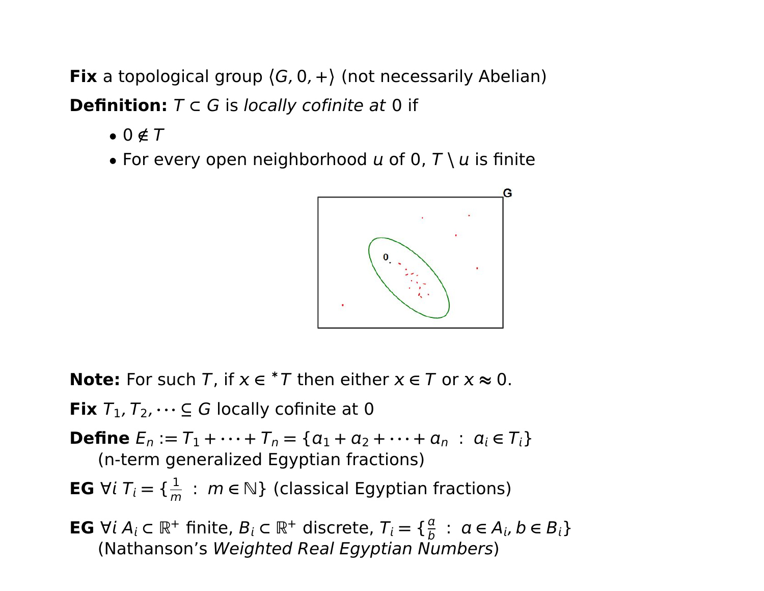**Fix** a topological group $\langle G, 0, + \rangle$ (not necessarily Abelian)

**Definition:** $T \subset G$ is *locally cofinite at* 0 if

- $0 \notin T$
- For every open neighborhood $u$ of 0, $T \setminus u$ is finite

**Note:** For such $T$, if $x \in {}^*T$ then either $x \in T$ or $x \approx 0$.

**Fix** $T_1, T_2, \cdots \subseteq G$ locally cofinite at 0

**Define** $E_n := T_1 + \cdots + T_n = \{a_1 + a_2 + \cdots + a_n \ : \ a_i \in T_i\}$
(n-term generalized Egyptian fractions)

**EG** $\forall i \ T_i = \{\frac{1}{m} \ : \ m \in \mathbb{N}\}$ (classical Egyptian fractions)

**EG** $\forall i \ A_i \subset \mathbb{R}^+$ finite, $B_i \subset \mathbb{R}^+$ discrete, $T_i = \{\frac{a}{b} \ : \ a \in A_i, b \in B_i\}$
(Nathanson's *Weighted Real Egyptian Numbers*)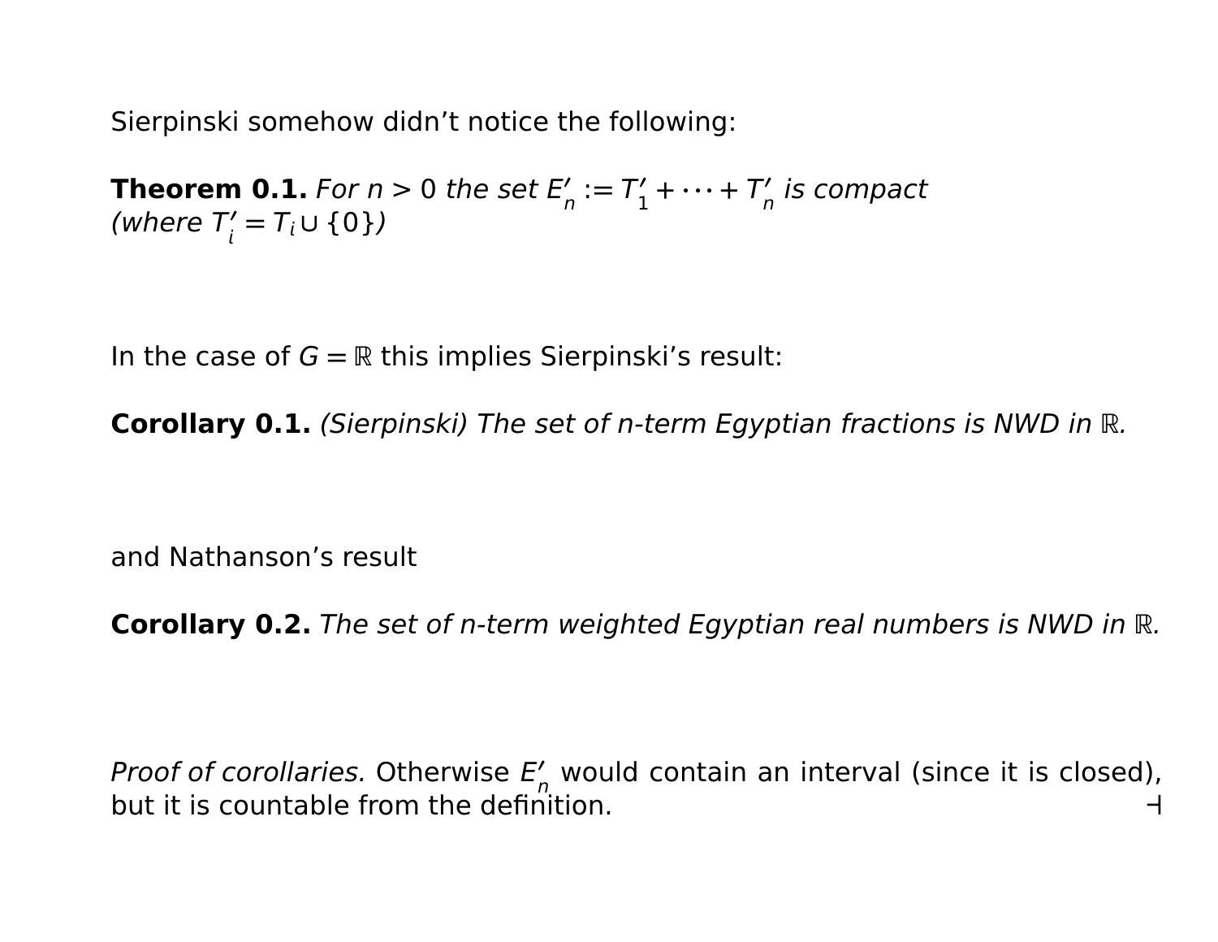Sierpinski somehow didn't notice the following:

**Theorem 0.1.** *For $n > 0$ the set $E'_n := T'_1 + \cdots + T'_n$ is compact (where $T'_i = T_i \cup \{0\}$)*

In the case of $G = \mathbb{R}$ this implies Sierpinski's result:

**Corollary 0.1.** *(Sierpinski) The set of n-term Egyptian fractions is NWD in $\mathbb{R}$.*

and Nathanson's result

**Corollary 0.2.** *The set of n-term weighted Egyptian real numbers is NWD in $\mathbb{R}$.*

*Proof of corollaries.* Otherwise $E'_n$ would contain an interval (since it is closed), but it is countable from the definition. ⊣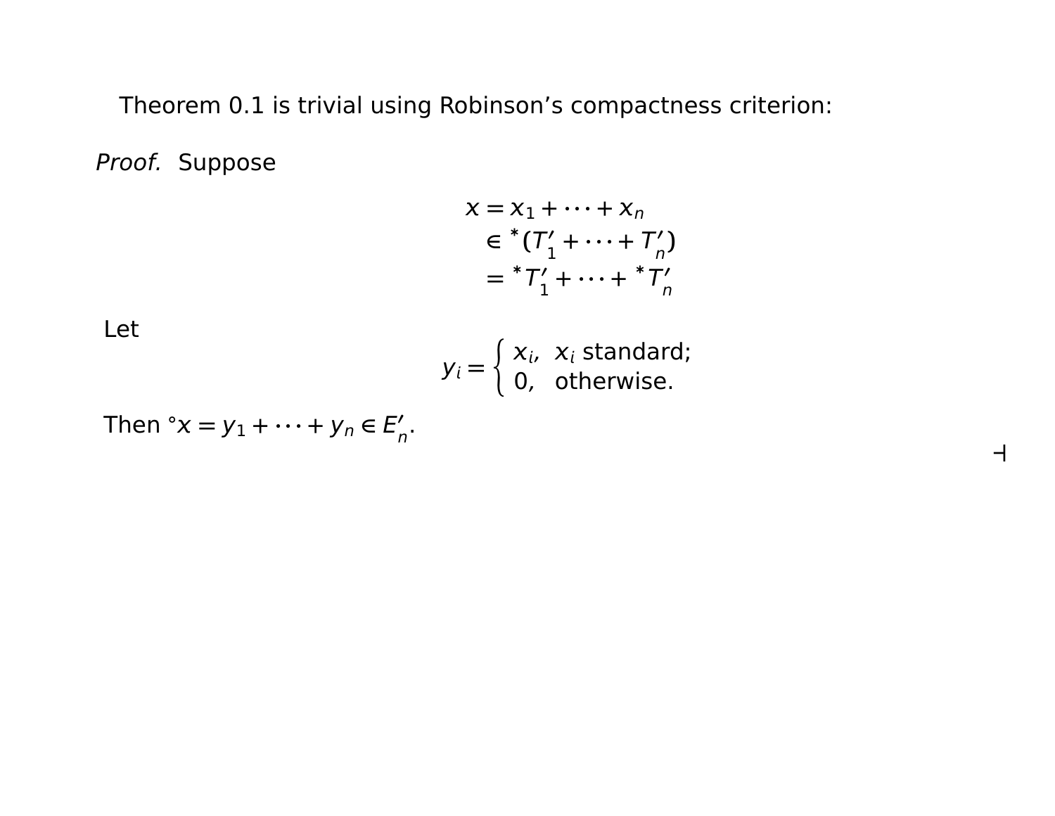Theorem 0.1 is trivial using Robinson's compactness criterion:

*Proof.* Suppose

$$
\begin{aligned}
x &= x_1 + \cdots + x_n \\
&\in {}^*(T'_1 + \cdots + T'_n) \\
&= {}^*T'_1 + \cdots + {}^*T'_n
\end{aligned}
$$

Let

$$
y_i = \begin{cases} x_i, & x_i \text{ standard;} \\ 0, & \text{otherwise.} \end{cases}
$$

Then ${}^\circ x = y_1 + \cdots + y_n \in E'_n$.

⊣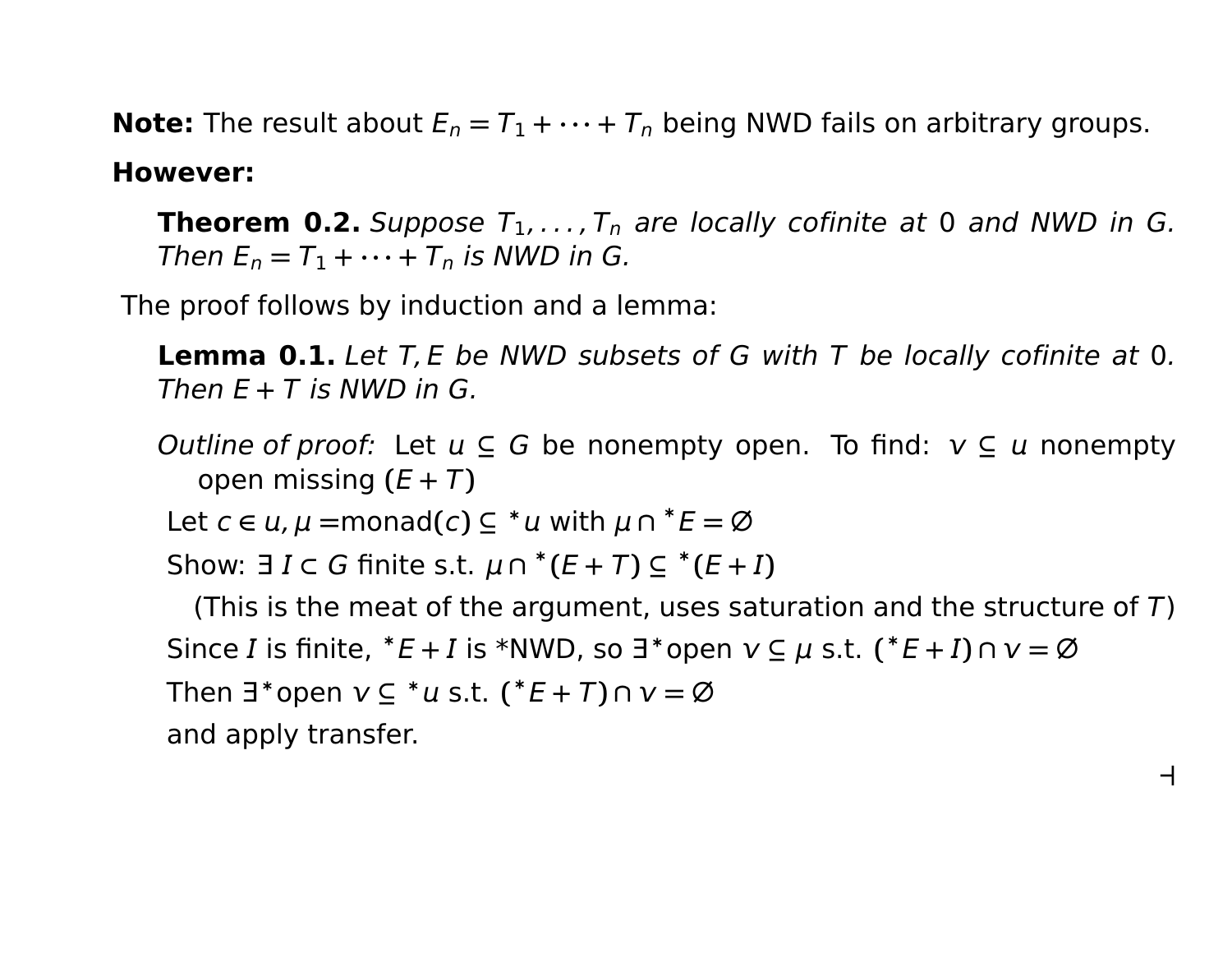**Note:** The result about $E_n = T_1 + \cdots + T_n$ being NWD fails on arbitrary groups.

**However:**

> **Theorem 0.2.** *Suppose $T_1, \ldots, T_n$ are locally cofinite at $0$ and NWD in $G$. Then $E_n = T_1 + \cdots + T_n$ is NWD in $G$.*

The proof follows by induction and a lemma:

> **Lemma 0.1.** *Let $T, E$ be NWD subsets of $G$ with $T$ be locally cofinite at $0$. Then $E + T$ is NWD in $G$.*
>
> *Outline of proof:* Let $u \subseteq G$ be nonempty open. To find: $v \subseteq u$ nonempty open missing $(E + T)$
>
> Let $c \in u, \mu =$monad$(c) \subseteq {}^*u$ with $\mu \cap {}^*E = \varnothing$
>
> Show: $\exists\, I \subset G$ finite s.t. $\mu \cap {}^*(E + T) \subseteq {}^*(E + I)$
>
> (This is the meat of the argument, uses saturation and the structure of $T$)
>
> Since $I$ is finite, ${}^*E + I$ is *NWD, so $\exists^*$open $v \subseteq \mu$ s.t. $({}^*E + I) \cap v = \varnothing$
>
> Then $\exists^*$open $v \subseteq {}^*u$ s.t. $({}^*E + T) \cap v = \varnothing$
>
> and apply transfer.
>
> $\dashv$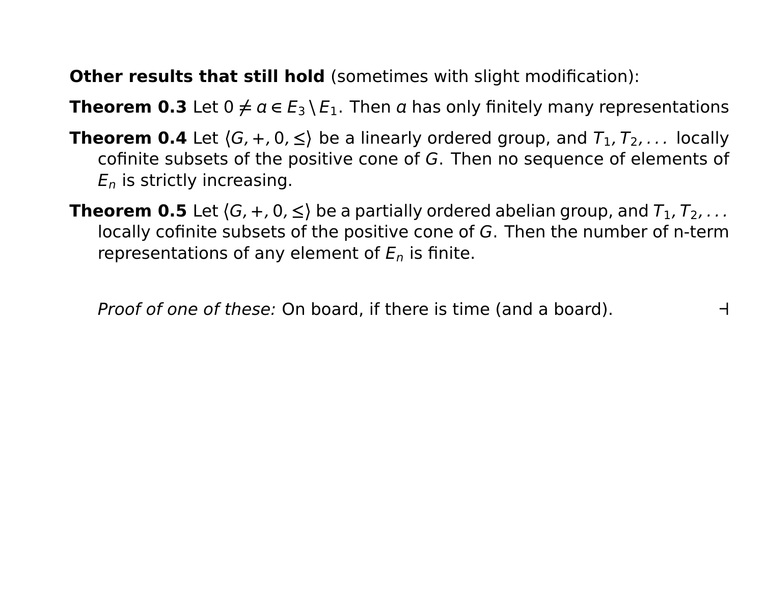**Other results that still hold** (sometimes with slight modification):

**Theorem 0.3** Let $0 \neq \alpha \in E_3 \setminus E_1$. Then $\alpha$ has only finitely many representations

**Theorem 0.4** Let $\langle G, +, 0, \leq \rangle$ be a linearly ordered group, and $T_1, T_2, \ldots$ locally cofinite subsets of the positive cone of $G$. Then no sequence of elements of $E_n$ is strictly increasing.

**Theorem 0.5** Let $\langle G, +, 0, \leq \rangle$ be a partially ordered abelian group, and $T_1, T_2, \ldots$ locally cofinite subsets of the positive cone of $G$. Then the number of n-term representations of any element of $E_n$ is finite.

*Proof of one of these:* On board, if there is time (and a board). ⊣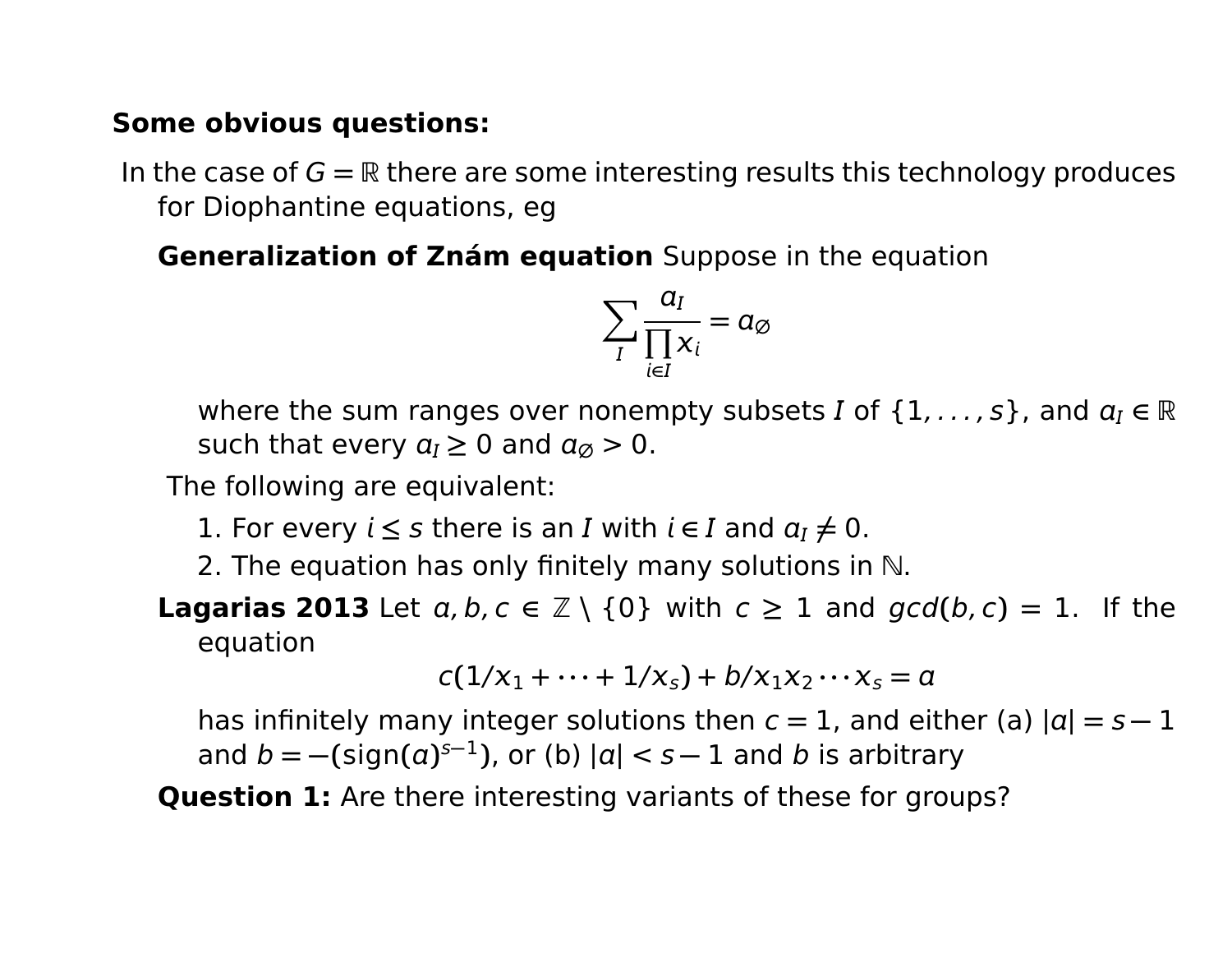**Some obvious questions:**

In the case of $G = \mathbb{R}$ there are some interesting results this technology produces for Diophantine equations, eg

**Generalization of Znám equation** Suppose in the equation

$$\sum_{I} \frac{a_I}{\prod_{i \in I} x_i} = a_{\varnothing}$$

where the sum ranges over nonempty subsets $I$ of $\{1, ..., s\}$, and $a_I \in \mathbb{R}$ such that every $a_I \geq 0$ and $a_{\varnothing} > 0$.

The following are equivalent:

1. For every $i \leq s$ there is an $I$ with $i \in I$ and $a_I \neq 0$.
2. The equation has only finitely many solutions in $\mathbb{N}$.

**Lagarias 2013** Let $a, b, c \in \mathbb{Z} \setminus \{0\}$ with $c \geq 1$ and $gcd(b, c) = 1$. If the equation

$$c(1/x_1 + \cdots + 1/x_s) + b/x_1 x_2 \cdots x_s = a$$

has infinitely many integer solutions then $c = 1$, and either (a) $|a| = s - 1$ and $b = -(\text{sign}(a)^{s-1})$, or (b) $|a| < s - 1$ and $b$ is arbitrary

**Question 1:** Are there interesting variants of these for groups?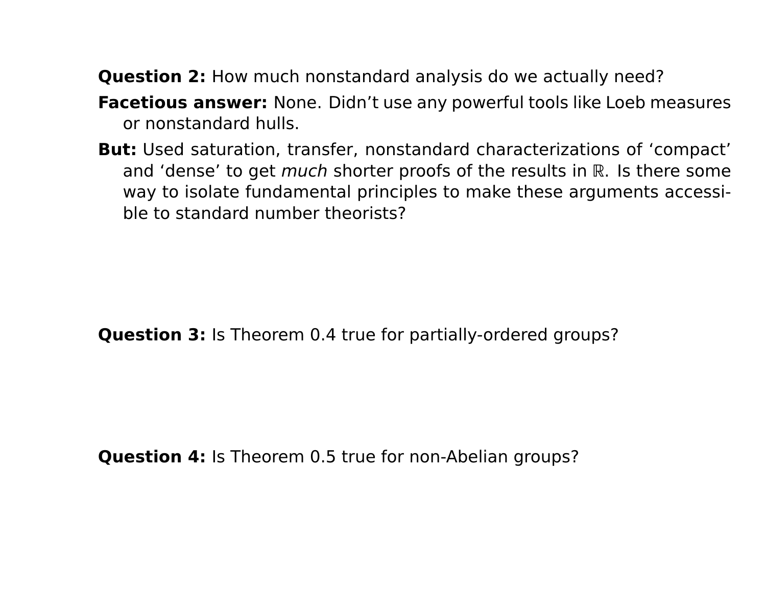**Question 2:** How much nonstandard analysis do we actually need?

**Facetious answer:** None. Didn't use any powerful tools like Loeb measures or nonstandard hulls.

**But:** Used saturation, transfer, nonstandard characterizations of 'compact' and 'dense' to get *much* shorter proofs of the results in $\mathbb{R}$. Is there some way to isolate fundamental principles to make these arguments accessible to standard number theorists?

**Question 3:** Is Theorem 0.4 true for partially-ordered groups?

**Question 4:** Is Theorem 0.5 true for non-Abelian groups?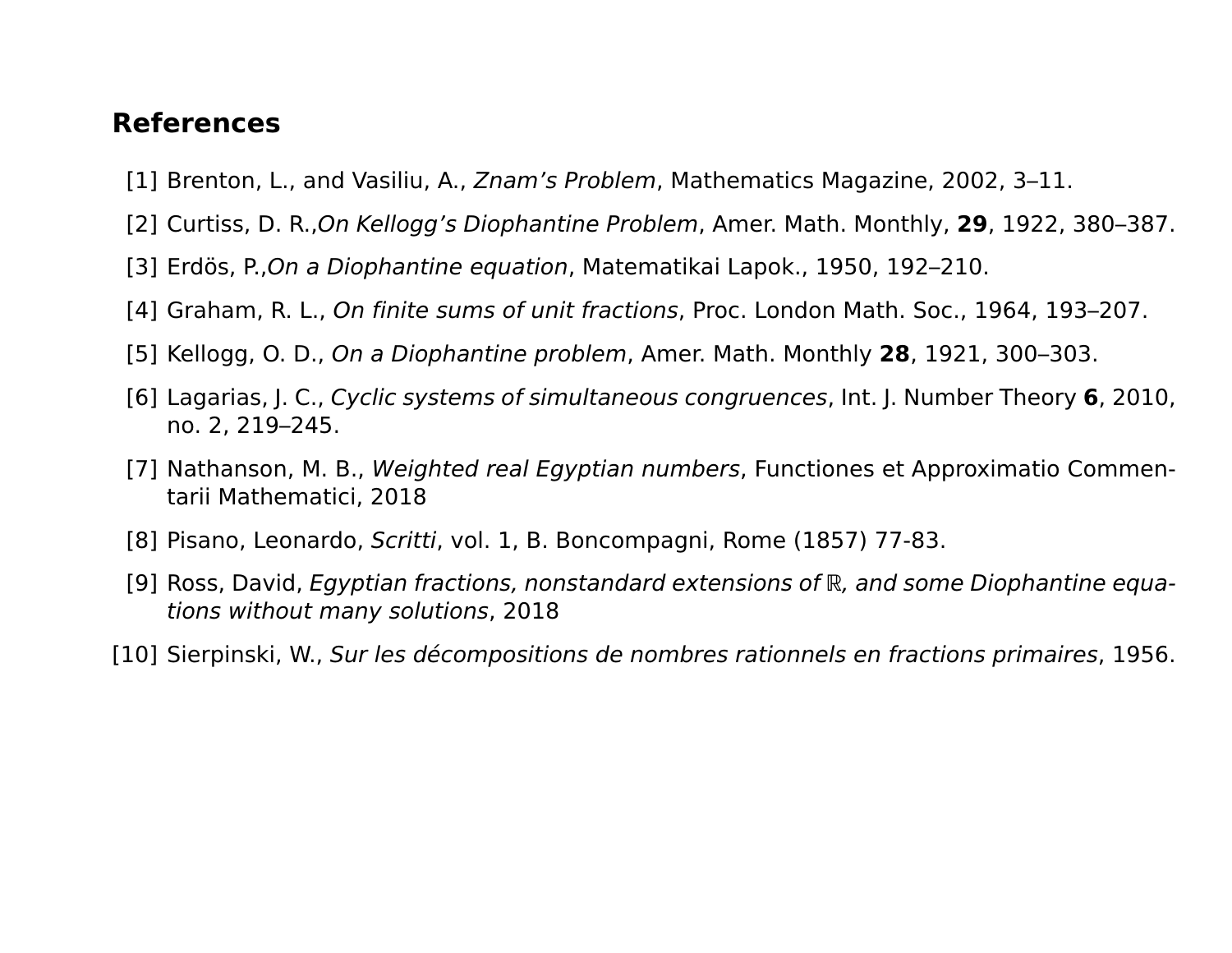## References

[1] Brenton, L., and Vasiliu, A., *Znam's Problem*, Mathematics Magazine, 2002, 3–11.

[2] Curtiss, D. R.,*On Kellogg's Diophantine Problem*, Amer. Math. Monthly, **29**, 1922, 380–387.

[3] Erdös, P.,*On a Diophantine equation*, Matematikai Lapok., 1950, 192–210.

[4] Graham, R. L., *On finite sums of unit fractions*, Proc. London Math. Soc., 1964, 193–207.

[5] Kellogg, O. D., *On a Diophantine problem*, Amer. Math. Monthly **28**, 1921, 300–303.

[6] Lagarias, J. C., *Cyclic systems of simultaneous congruences*, Int. J. Number Theory **6**, 2010, no. 2, 219–245.

[7] Nathanson, M. B., *Weighted real Egyptian numbers*, Functiones et Approximatio Commentarii Mathematici, 2018

[8] Pisano, Leonardo, *Scritti*, vol. 1, B. Boncompagni, Rome (1857) 77-83.

[9] Ross, David, *Egyptian fractions, nonstandard extensions of $\mathbb{R}$, and some Diophantine equations without many solutions*, 2018

[10] Sierpinski, W., *Sur les décompositions de nombres rationnels en fractions primaires*, 1956.